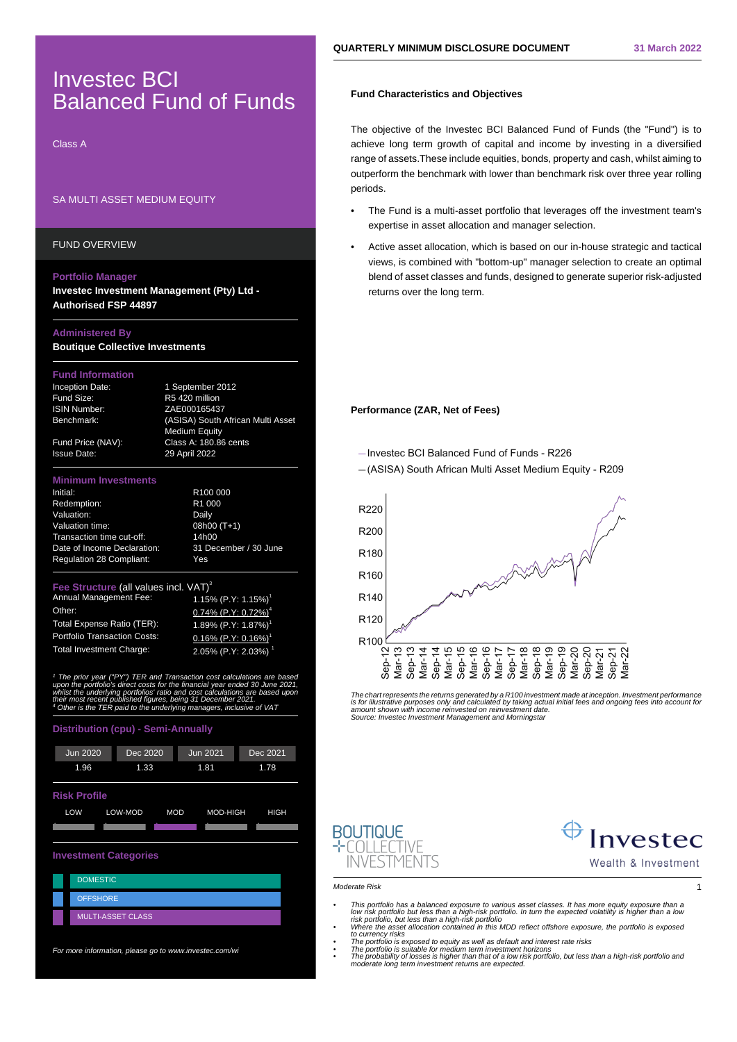# Investec BCI Balanced Fund of Funds

Class A

SA MULTI ASSET MEDIUM EQUITY

## FUND OVERVIEW

### Portfolio Manager

**Investec Investment Management (Pty) Ltd - Authorised FSP 44897**

### Administered By

**Boutique Collective Investments**

### Fund Information

| | |
|---|---|
| Inception Date: | 1 September 2012 |
| Fund Size: | R5 420 million |
| ISIN Number: | ZAE000165437 |
| Benchmark: | (ASISA) South African Multi Asset Medium Equity |
| Fund Price (NAV): | Class A: 180.86 cents |
| Issue Date: | 29 April 2022 |

### Minimum Investments

| | |
|---|---|
| Initial: | R100 000 |
| Redemption: | R1 000 |
| Valuation: | Daily |
| Valuation time: | 08h00 (T+1) |
| Transaction time cut-off: | 14h00 |
| Date of Income Declaration: | 31 December / 30 June |
| Regulation 28 Compliant: | Yes |

### Fee Structure (all values incl. VAT)[3]

| | |
|---|---|
| Annual Management Fee: | 1.15% (P.Y: 1.15%)[1] |
| Other: | 0.74% (P.Y: 0.72%)[4] |
| Total Expense Ratio (TER): | 1.89% (P.Y: 1.87%)[1] |
| Portfolio Transaction Costs: | 0.16% (P.Y: 0.16%)[1] |
| Total Investment Charge: | 2.05% (P.Y: 2.03%)[1] |

*[1] The prior year ("PY") TER and Transaction cost calculations are based upon the portfolio's direct costs for the financial year ended 30 June 2021, whilst the underlying portfolios' ratio and cost calculations are based upon their most recent published figures, being 31 December 2021.*
*[4] Other is the TER paid to the underlying managers, inclusive of VAT*

### Distribution (cpu) - Semi-Annually

| Jun 2020 | Dec 2020 | Jun 2021 | Dec 2021 |
|---|---|---|---|
| 1.96 | 1.33 | 1.81 | 1.78 |

### Risk Profile

LOW | LOW-MOD | MOD | MOD-HIGH | HIGH

### Investment Categories

- DOMESTIC
- OFFSHORE
- MULTI-ASSET CLASS

*For more information, please go to www.investec.com/wi*

## QUARTERLY MINIMUM DISCLOSURE DOCUMENT — 31 March 2022

### Fund Characteristics and Objectives

The objective of the Investec BCI Balanced Fund of Funds (the "Fund") is to achieve long term growth of capital and income by investing in a diversified range of assets.These include equities, bonds, property and cash, whilst aiming to outperform the benchmark with lower than benchmark risk over three year rolling periods.

- The Fund is a multi-asset portfolio that leverages off the investment team's expertise in asset allocation and manager selection.
- Active asset allocation, which is based on our in-house strategic and tactical views, is combined with "bottom-up" manager selection to create an optimal blend of asset classes and funds, designed to generate superior risk-adjusted returns over the long term.

### Performance (ZAR, Net of Fees)

— Investec BCI Balanced Fund of Funds - R226
— (ASISA) South African Multi Asset Medium Equity - R209

*The chart represents the returns generated by a R100 investment made at inception. Investment performance is for illustrative purposes only and calculated by taking actual initial fees and ongoing fees into account for amount shown with income reinvested on reinvestment date.*
*Source: Investec Investment Management and Morningstar*

*Moderate Risk*

- *This portfolio has a balanced exposure to various asset classes. It has more equity exposure than a low risk portfolio but less than a high-risk portfolio. In turn the expected volatility is higher than a low risk portfolio, but less than a high-risk portfolio*
- *Where the asset allocation contained in this MDD reflect offshore exposure, the portfolio is exposed to currency risks*
- *The portfolio is exposed to equity as well as default and interest rate risks*
- *The portfolio is suitable for medium term investment horizons*
- *The probability of losses is higher than that of a low risk portfolio, but less than a high-risk portfolio and moderate long term investment returns are expected.*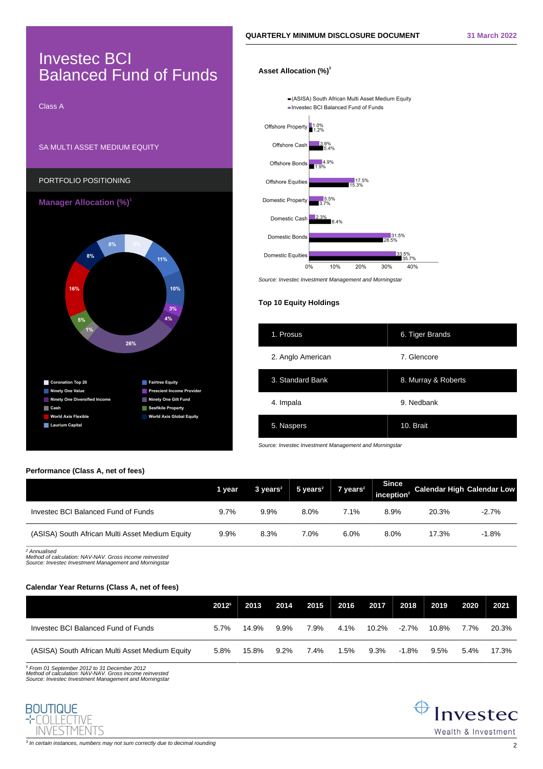# Investec BCI Balanced Fund of Funds

Class A

SA MULTI ASSET MEDIUM EQUITY

## PORTFOLIO POSITIONING

### Manager Allocation (%)[3]

| Manager | % |
|---|---|
| Coronation Top 20 | 8% |
| Ninety One Value | 11% |
| Ninety One Diversified Income | 10% |
| Cash | 1% |
| World Axis Flexible | 16% |
| Laurium Capital | 8% |
| Fairtree Equity | 8% |
| Prescient Income Provider | 3% |
| Ninety One Gilt Fund | 4% |
| Sesfikile Property | 5% |
| World Axis Global Equity | 26% |

### Asset Allocation (%)[3]

| Asset Class | Investec BCI Balanced Fund of Funds | (ASISA) South African Multi Asset Medium Equity |
|---|---|---|
| Offshore Property | 1.0% | 1.2% |
| Offshore Cash | 3.9% | 5.4% |
| Offshore Bonds | 4.9% | 1.9% |
| Offshore Equities | 17.5% | 15.3% |
| Domestic Property | 5.5% | 3.7% |
| Domestic Cash | 2.3% | 8.4% |
| Domestic Bonds | 31.5% | 28.5% |
| Domestic Equities | 33.5% | 35.7% |

*Source: Investec Investment Management and Morningstar*

### Top 10 Equity Holdings

| | |
|---|---|
| 1. Prosus | 6. Tiger Brands |
| 2. Anglo American | 7. Glencore |
| 3. Standard Bank | 8. Murray & Roberts |
| 4. Impala | 9. Nedbank |
| 5. Naspers | 10. Brait |

*Source: Investec Investment Management and Morningstar*

### Performance (Class A, net of fees)

| | 1 year | 3 years[2] | 5 years[2] | 7 years[2] | Since inception[2] | Calendar High | Calendar Low |
|---|---|---|---|---|---|---|---|
| Investec BCI Balanced Fund of Funds | 9.7% | 9.9% | 8.0% | 7.1% | 8.9% | 20.3% | -2.7% |
| (ASISA) South African Multi Asset Medium Equity | 9.9% | 8.3% | 7.0% | 6.0% | 8.0% | 17.3% | -1.8% |

*[2] Annualised*
*Method of calculation: NAV-NAV. Gross income reinvested*
*Source: Investec Investment Management and Morningstar*

### Calendar Year Returns (Class A, net of fees)

| | 2012[5] | 2013 | 2014 | 2015 | 2016 | 2017 | 2018 | 2019 | 2020 | 2021 |
|---|---|---|---|---|---|---|---|---|---|---|
| Investec BCI Balanced Fund of Funds | 5.7% | 14.9% | 9.9% | 7.9% | 4.1% | 10.2% | -2.7% | 10.8% | 7.7% | 20.3% |
| (ASISA) South African Multi Asset Medium Equity | 5.8% | 15.8% | 9.2% | 7.4% | 1.5% | 9.3% | -1.8% | 9.5% | 5.4% | 17.3% |

*[5] From 01 September 2012 to 31 December 2012*
*Method of calculation: NAV-NAV. Gross income reinvested*
*Source: Investec Investment Management and Morningstar*

*[3] In certain instances, numbers may not sum correctly due to decimal rounding*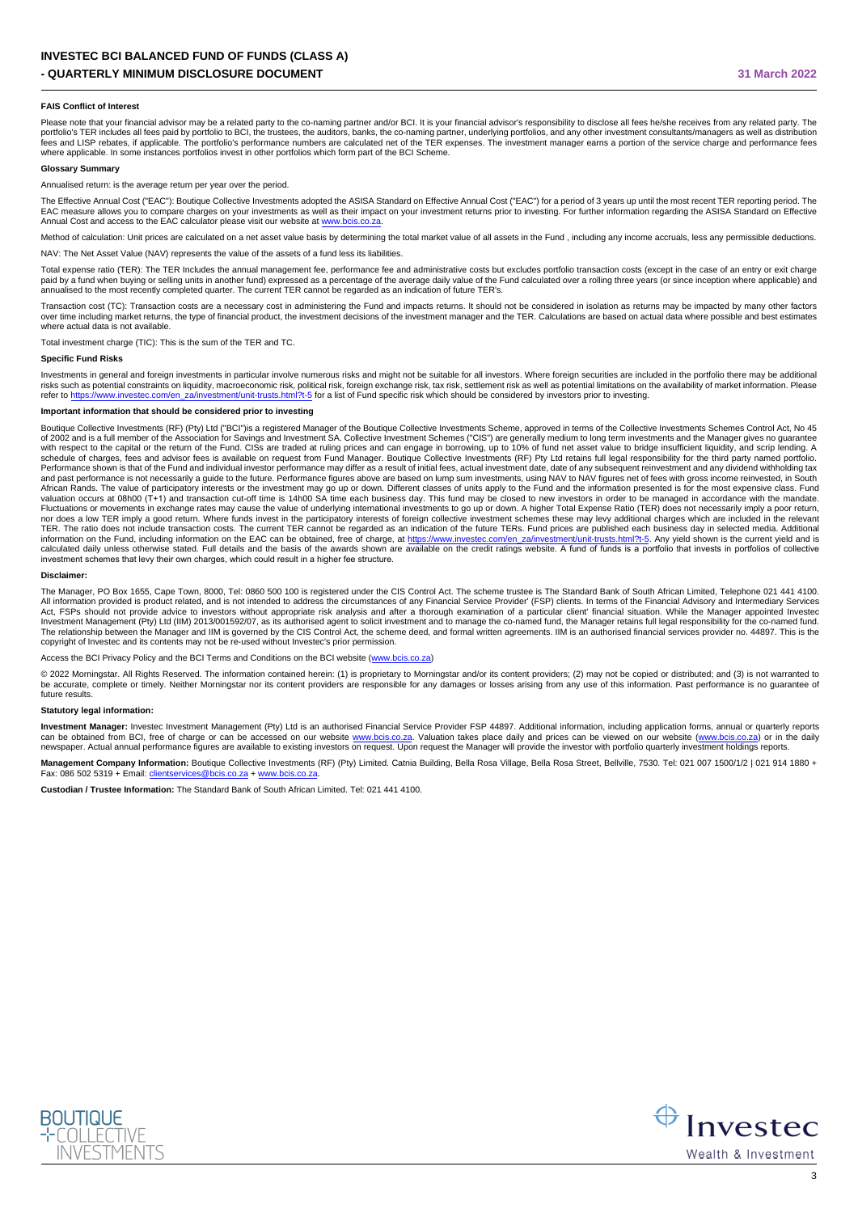# INVESTEC BCI BALANCED FUND OF FUNDS (CLASS A) - QUARTERLY MINIMUM DISCLOSURE DOCUMENT

**31 March 2022**

### FAIS Conflict of Interest

Please note that your financial advisor may be a related party to the co-naming partner and/or BCI. It is your financial advisor's responsibility to disclose all fees he/she receives from any related party. The portfolio's TER includes all fees paid by portfolio to BCI, the trustees, the auditors, banks, the co-naming partner, underlying portfolios, and any other investment consultants/managers as well as distribution fees and LISP rebates, if applicable. The portfolio's performance numbers are calculated net of the TER expenses. The investment manager earns a portion of the service charge and performance fees where applicable. In some instances portfolios invest in other portfolios which form part of the BCI Scheme.

### Glossary Summary

Annualised return: is the average return per year over the period.

The Effective Annual Cost ("EAC"): Boutique Collective Investments adopted the ASISA Standard on Effective Annual Cost ("EAC") for a period of 3 years up until the most recent TER reporting period. The EAC measure allows you to compare charges on your investments as well as their impact on your investment returns prior to investing. For further information regarding the ASISA Standard on Effective Annual Cost and access to the EAC calculator please visit our website at www.bcis.co.za.

Method of calculation: Unit prices are calculated on a net asset value basis by determining the total market value of all assets in the Fund , including any income accruals, less any permissible deductions.

NAV: The Net Asset Value (NAV) represents the value of the assets of a fund less its liabilities.

Total expense ratio (TER): The TER Includes the annual management fee, performance fee and administrative costs but excludes portfolio transaction costs (except in the case of an entry or exit charge paid by a fund when buying or selling units in another fund) expressed as a percentage of the average daily value of the Fund calculated over a rolling three years (or since inception where applicable) and annualised to the most recently completed quarter. The current TER cannot be regarded as an indication of future TER's.

Transaction cost (TC): Transaction costs are a necessary cost in administering the Fund and impacts returns. It should not be considered in isolation as returns may be impacted by many other factors over time including market returns, the type of financial product, the investment decisions of the investment manager and the TER. Calculations are based on actual data where possible and best estimates where actual data is not available.

Total investment charge (TIC): This is the sum of the TER and TC.

### Specific Fund Risks

Investments in general and foreign investments in particular involve numerous risks and might not be suitable for all investors. Where foreign securities are included in the portfolio there may be additional risks such as potential constraints on liquidity, macroeconomic risk, political risk, foreign exchange risk, tax risk, settlement risk as well as potential limitations on the availability of market information. Please refer to https://www.investec.com/en_za/investment/unit-trusts.html?t-5 for a list of Fund specific risk which should be considered by investors prior to investing.

### Important information that should be considered prior to investing

Boutique Collective Investments (RF) (Pty) Ltd ("BCI")is a registered Manager of the Boutique Collective Investments Scheme, approved in terms of the Collective Investments Schemes Control Act, No 45 of 2002 and is a full member of the Association for Savings and Investment SA. Collective Investment Schemes ("CIS") are generally medium to long term investments and the Manager gives no guarantee with respect to the capital or the return of the Fund. CISs are traded at ruling prices and can engage in borrowing, up to 10% of fund net asset value to bridge insufficient liquidity, and scrip lending. A schedule of charges, fees and advisor fees is available on request from Fund Manager. Boutique Collective Investments (RF) Pty Ltd retains full legal responsibility for the third party named portfolio. Performance shown is that of the Fund and individual investor performance may differ as a result of initial fees, actual investment date, date of any subsequent reinvestment and any dividend withholding tax and past performance is not necessarily a guide to the future. Performance figures above are based on lump sum investments, using NAV to NAV figures net of fees with gross income reinvested, in South African Rands. The value of participatory interests or the investment may go up or down. Different classes of units apply to the Fund and the information presented is for the most expensive class. Fund valuation occurs at 08h00 (T+1) and transaction cut-off time is 14h00 SA time each business day. This fund may be closed to new investors in order to be managed in accordance with the mandate. Fluctuations or movements in exchange rates may cause the value of underlying international investments to go up or down. A higher Total Expense Ratio (TER) does not necessarily imply a poor return, nor does a low TER imply a good return. Where funds invest in the participatory interests of foreign collective investment schemes these may levy additional charges which are included in the relevant TER. The ratio does not include transaction costs. The current TER cannot be regarded as an indication of the future TERs. Fund prices are published each business day in selected media. Additional information on the Fund, including information on the EAC can be obtained, free of charge, at https://www.investec.com/en_za/investment/unit-trusts.html?t-5. Any yield shown is the current yield and is calculated daily unless otherwise stated. Full details and the basis of the awards shown are available on the credit ratings website. A fund of funds is a portfolio that invests in portfolios of collective investment schemes that levy their own charges, which could result in a higher fee structure.

### Disclaimer:

The Manager, PO Box 1655, Cape Town, 8000, Tel: 0860 500 100 is registered under the CIS Control Act. The scheme trustee is The Standard Bank of South African Limited, Telephone 021 441 4100. All information provided is product related, and is not intended to address the circumstances of any Financial Service Provider' (FSP) clients. In terms of the Financial Advisory and Intermediary Services Act, FSPs should not provide advice to investors without appropriate risk analysis and after a thorough examination of a particular client' financial situation. While the Manager appointed Investec Investment Management (Pty) Ltd (IIM) 2013/001592/07, as its authorised agent to solicit investment and to manage the co-named fund, the Manager retains full legal responsibility for the co-named fund. The relationship between the Manager and IIM is governed by the CIS Control Act, the scheme deed, and formal written agreements. IIM is an authorised financial services provider no. 44897. This is the copyright of Investec and its contents may not be re-used without Investec's prior permission.

Access the BCI Privacy Policy and the BCI Terms and Conditions on the BCI website (www.bcis.co.za)

© 2022 Morningstar. All Rights Reserved. The information contained herein: (1) is proprietary to Morningstar and/or its content providers; (2) may not be copied or distributed; and (3) is not warranted to be accurate, complete or timely. Neither Morningstar nor its content providers are responsible for any damages or losses arising from any use of this information. Past performance is no guarantee of future results.

### Statutory legal information:

**Investment Manager:** Investec Investment Management (Pty) Ltd is an authorised Financial Service Provider FSP 44897. Additional information, including application forms, annual or quarterly reports can be obtained from BCI, free of charge or can be accessed on our website www.bcis.co.za. Valuation takes place daily and prices can be viewed on our website (www.bcis.co.za) or in the daily newspaper. Actual annual performance figures are available to existing investors on request. Upon request the Manager will provide the investor with portfolio quarterly investment holdings reports.

**Management Company Information:** Boutique Collective Investments (RF) (Pty) Limited. Catnia Building, Bella Rosa Village, Bella Rosa Street, Bellville, 7530. Tel: 021 007 1500/1/2 | 021 914 1880 + Fax: 086 502 5319 + Email: clientservices@bcis.co.za + www.bcis.co.za.

**Custodian / Trustee Information:** The Standard Bank of South African Limited. Tel: 021 441 4100.